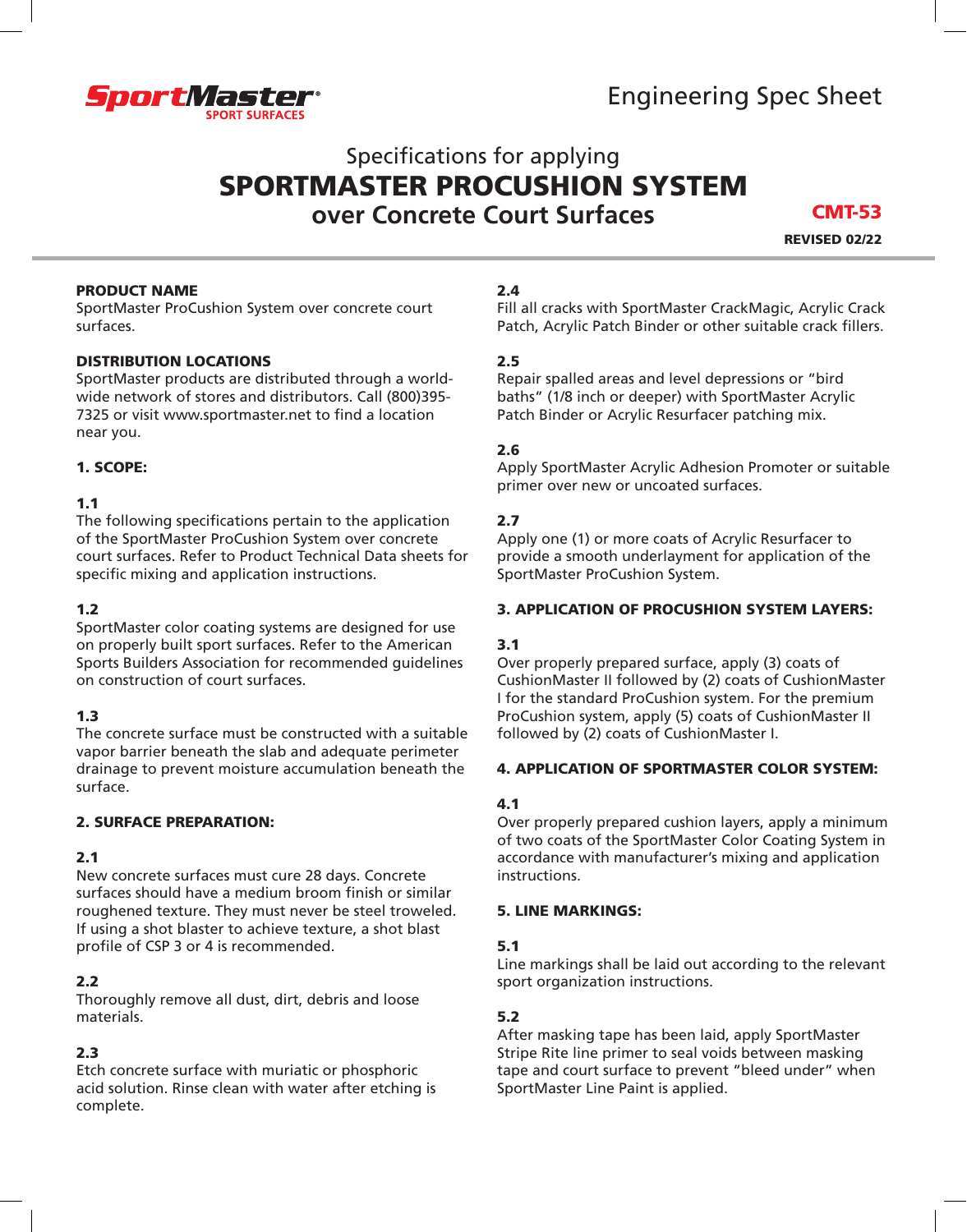SportMaster SPORT SURFACES

Engineering Spec Sheet

Specifications for applying

# SPORTMASTER PROCUSHION SYSTEM
## over Concrete Court Surfaces

**CMT-53**

**REVISED 02/22**

**PRODUCT NAME**
SportMaster ProCushion System over concrete court surfaces.

**DISTRIBUTION LOCATIONS**
SportMaster products are distributed through a world-wide network of stores and distributors. Call (800)395-7325 or visit www.sportmaster.net to find a location near you.

### 1. SCOPE:

**1.1**
The following specifications pertain to the application of the SportMaster ProCushion System over concrete court surfaces. Refer to Product Technical Data sheets for specific mixing and application instructions.

**1.2**
SportMaster color coating systems are designed for use on properly built sport surfaces. Refer to the American Sports Builders Association for recommended guidelines on construction of court surfaces.

**1.3**
The concrete surface must be constructed with a suitable vapor barrier beneath the slab and adequate perimeter drainage to prevent moisture accumulation beneath the surface.

### 2. SURFACE PREPARATION:

**2.1**
New concrete surfaces must cure 28 days. Concrete surfaces should have a medium broom finish or similar roughened texture. They must never be steel troweled. If using a shot blaster to achieve texture, a shot blast profile of CSP 3 or 4 is recommended.

**2.2**
Thoroughly remove all dust, dirt, debris and loose materials.

**2.3**
Etch concrete surface with muriatic or phosphoric acid solution. Rinse clean with water after etching is complete.

**2.4**
Fill all cracks with SportMaster CrackMagic, Acrylic Crack Patch, Acrylic Patch Binder or other suitable crack fillers.

**2.5**
Repair spalled areas and level depressions or "bird baths" (1/8 inch or deeper) with SportMaster Acrylic Patch Binder or Acrylic Resurfacer patching mix.

**2.6**
Apply SportMaster Acrylic Adhesion Promoter or suitable primer over new or uncoated surfaces.

**2.7**
Apply one (1) or more coats of Acrylic Resurfacer to provide a smooth underlayment for application of the SportMaster ProCushion System.

### 3. APPLICATION OF PROCUSHION SYSTEM LAYERS:

**3.1**
Over properly prepared surface, apply (3) coats of CushionMaster II followed by (2) coats of CushionMaster I for the standard ProCushion system. For the premium ProCushion system, apply (5) coats of CushionMaster II followed by (2) coats of CushionMaster I.

### 4. APPLICATION OF SPORTMASTER COLOR SYSTEM:

**4.1**
Over properly prepared cushion layers, apply a minimum of two coats of the SportMaster Color Coating System in accordance with manufacturer's mixing and application instructions.

### 5. LINE MARKINGS:

**5.1**
Line markings shall be laid out according to the relevant sport organization instructions.

**5.2**
After masking tape has been laid, apply SportMaster Stripe Rite line primer to seal voids between masking tape and court surface to prevent "bleed under" when SportMaster Line Paint is applied.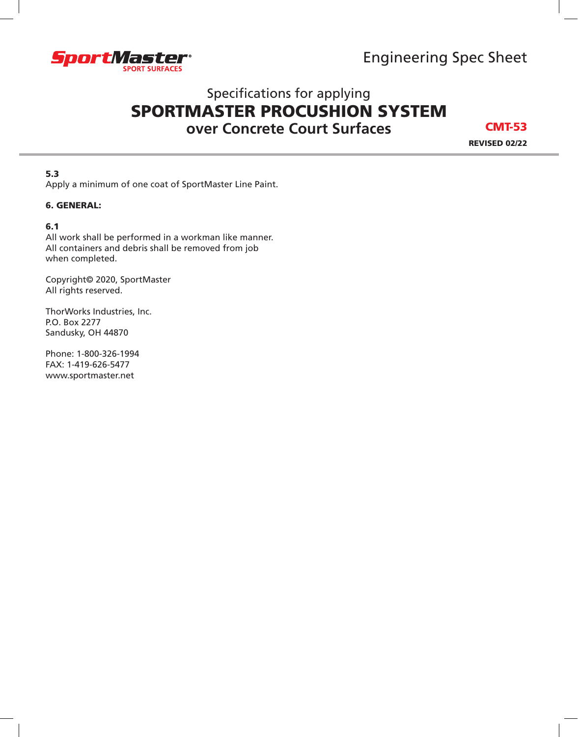**5.3**
Apply a minimum of one coat of SportMaster Line Paint.

**6. GENERAL:**

**6.1**
All work shall be performed in a workman like manner. All containers and debris shall be removed from job when completed.

Copyright© 2020, SportMaster
All rights reserved.

ThorWorks Industries, Inc.
P.O. Box 2277
Sandusky, OH 44870

Phone: 1-800-326-1994
FAX: 1-419-626-5477
www.sportmaster.net